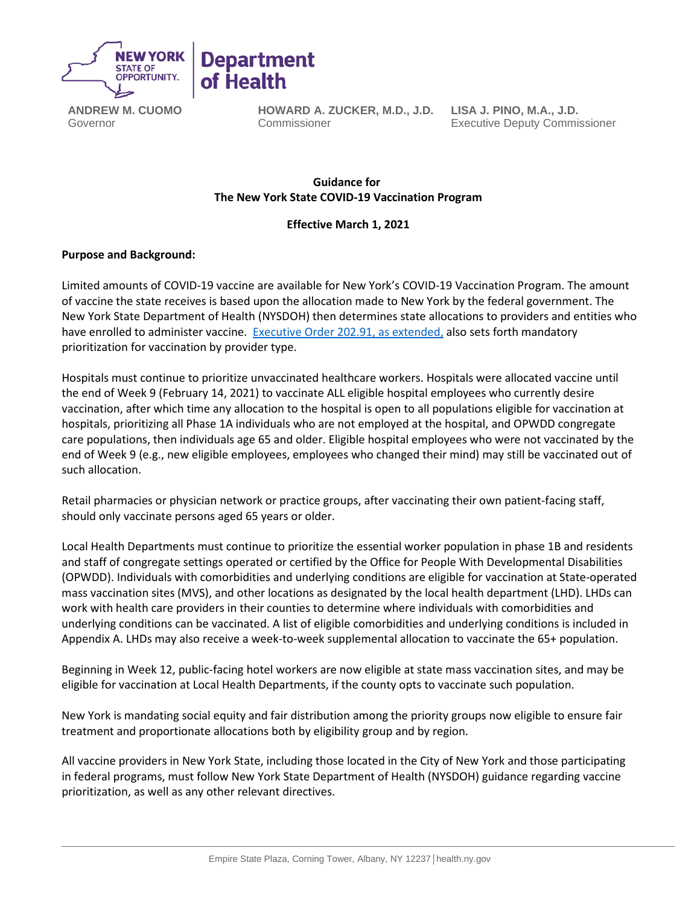**ANDREW M. CUOMO**
Governor

**HOWARD A. ZUCKER, M.D., J.D.**
Commissioner

**LISA J. PINO, M.A., J.D.**
Executive Deputy Commissioner

**Guidance for**
**The New York State COVID-19 Vaccination Program**

**Effective March 1, 2021**

**Purpose and Background:**

Limited amounts of COVID-19 vaccine are available for New York's COVID-19 Vaccination Program. The amount of vaccine the state receives is based upon the allocation made to New York by the federal government. The New York State Department of Health (NYSDOH) then determines state allocations to providers and entities who have enrolled to administer vaccine. Executive Order 202.91, as extended, also sets forth mandatory prioritization for vaccination by provider type.

Hospitals must continue to prioritize unvaccinated healthcare workers. Hospitals were allocated vaccine until the end of Week 9 (February 14, 2021) to vaccinate ALL eligible hospital employees who currently desire vaccination, after which time any allocation to the hospital is open to all populations eligible for vaccination at hospitals, prioritizing all Phase 1A individuals who are not employed at the hospital, and OPWDD congregate care populations, then individuals age 65 and older. Eligible hospital employees who were not vaccinated by the end of Week 9 (e.g., new eligible employees, employees who changed their mind) may still be vaccinated out of such allocation.

Retail pharmacies or physician network or practice groups, after vaccinating their own patient-facing staff, should only vaccinate persons aged 65 years or older.

Local Health Departments must continue to prioritize the essential worker population in phase 1B and residents and staff of congregate settings operated or certified by the Office for People With Developmental Disabilities (OPWDD). Individuals with comorbidities and underlying conditions are eligible for vaccination at State-operated mass vaccination sites (MVS), and other locations as designated by the local health department (LHD). LHDs can work with health care providers in their counties to determine where individuals with comorbidities and underlying conditions can be vaccinated. A list of eligible comorbidities and underlying conditions is included in Appendix A. LHDs may also receive a week-to-week supplemental allocation to vaccinate the 65+ population.

Beginning in Week 12, public-facing hotel workers are now eligible at state mass vaccination sites, and may be eligible for vaccination at Local Health Departments, if the county opts to vaccinate such population.

New York is mandating social equity and fair distribution among the priority groups now eligible to ensure fair treatment and proportionate allocations both by eligibility group and by region.

All vaccine providers in New York State, including those located in the City of New York and those participating in federal programs, must follow New York State Department of Health (NYSDOH) guidance regarding vaccine prioritization, as well as any other relevant directives.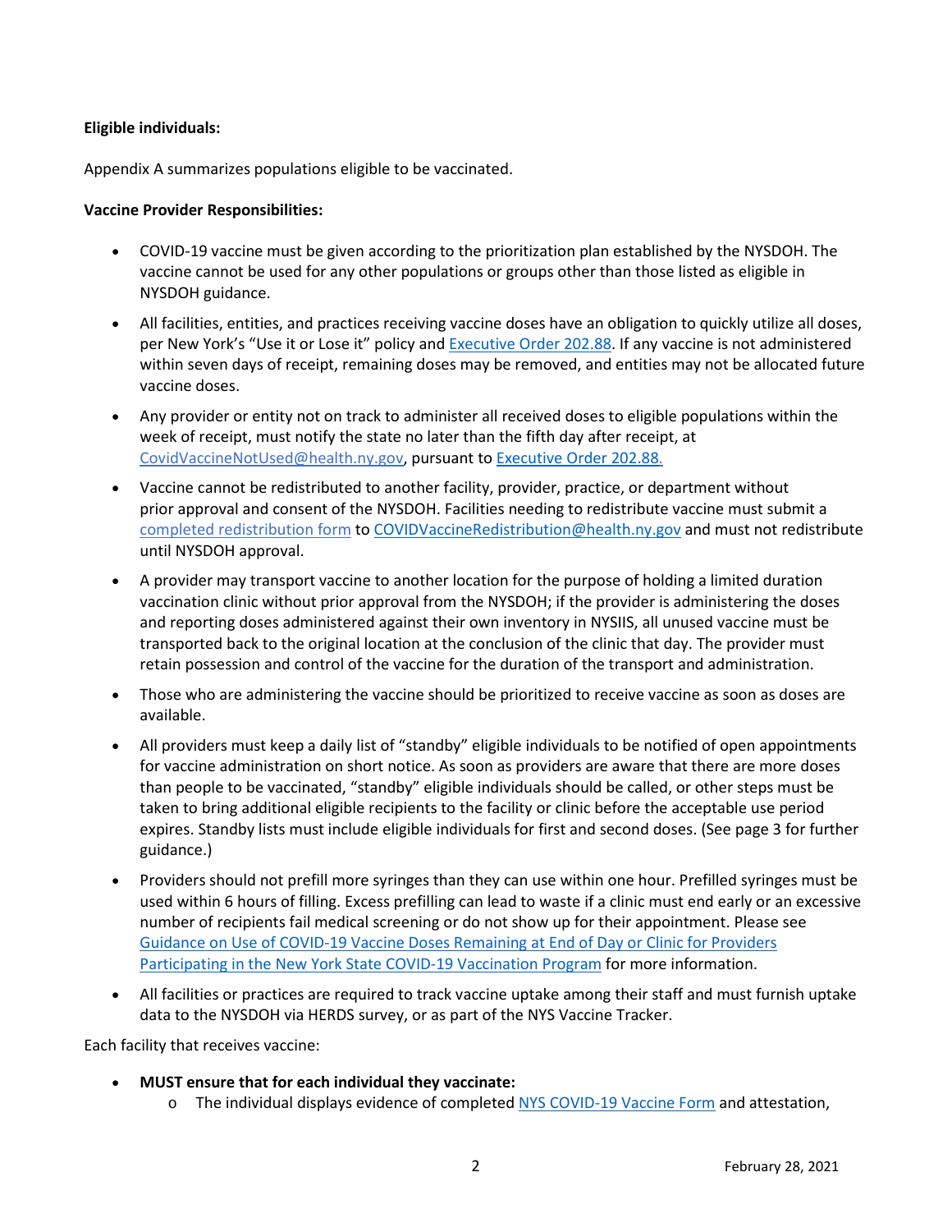**Eligible individuals:**

Appendix A summarizes populations eligible to be vaccinated.

**Vaccine Provider Responsibilities:**

- COVID-19 vaccine must be given according to the prioritization plan established by the NYSDOH. The vaccine cannot be used for any other populations or groups other than those listed as eligible in NYSDOH guidance.
- All facilities, entities, and practices receiving vaccine doses have an obligation to quickly utilize all doses, per New York's "Use it or Lose it" policy and Executive Order 202.88. If any vaccine is not administered within seven days of receipt, remaining doses may be removed, and entities may not be allocated future vaccine doses.
- Any provider or entity not on track to administer all received doses to eligible populations within the week of receipt, must notify the state no later than the fifth day after receipt, at CovidVaccineNotUsed@health.ny.gov, pursuant to Executive Order 202.88.
- Vaccine cannot be redistributed to another facility, provider, practice, or department without prior approval and consent of the NYSDOH. Facilities needing to redistribute vaccine must submit a completed redistribution form to COVIDVaccineRedistribution@health.ny.gov and must not redistribute until NYSDOH approval.
- A provider may transport vaccine to another location for the purpose of holding a limited duration vaccination clinic without prior approval from the NYSDOH; if the provider is administering the doses and reporting doses administered against their own inventory in NYSIIS, all unused vaccine must be transported back to the original location at the conclusion of the clinic that day. The provider must retain possession and control of the vaccine for the duration of the transport and administration.
- Those who are administering the vaccine should be prioritized to receive vaccine as soon as doses are available.
- All providers must keep a daily list of "standby" eligible individuals to be notified of open appointments for vaccine administration on short notice. As soon as providers are aware that there are more doses than people to be vaccinated, "standby" eligible individuals should be called, or other steps must be taken to bring additional eligible recipients to the facility or clinic before the acceptable use period expires. Standby lists must include eligible individuals for first and second doses. (See page 3 for further guidance.)
- Providers should not prefill more syringes than they can use within one hour. Prefilled syringes must be used within 6 hours of filling. Excess prefilling can lead to waste if a clinic must end early or an excessive number of recipients fail medical screening or do not show up for their appointment. Please see Guidance on Use of COVID-19 Vaccine Doses Remaining at End of Day or Clinic for Providers Participating in the New York State COVID-19 Vaccination Program for more information.
- All facilities or practices are required to track vaccine uptake among their staff and must furnish uptake data to the NYSDOH via HERDS survey, or as part of the NYS Vaccine Tracker.

Each facility that receives vaccine:

- **MUST ensure that for each individual they vaccinate:**
  - The individual displays evidence of completed NYS COVID-19 Vaccine Form and attestation,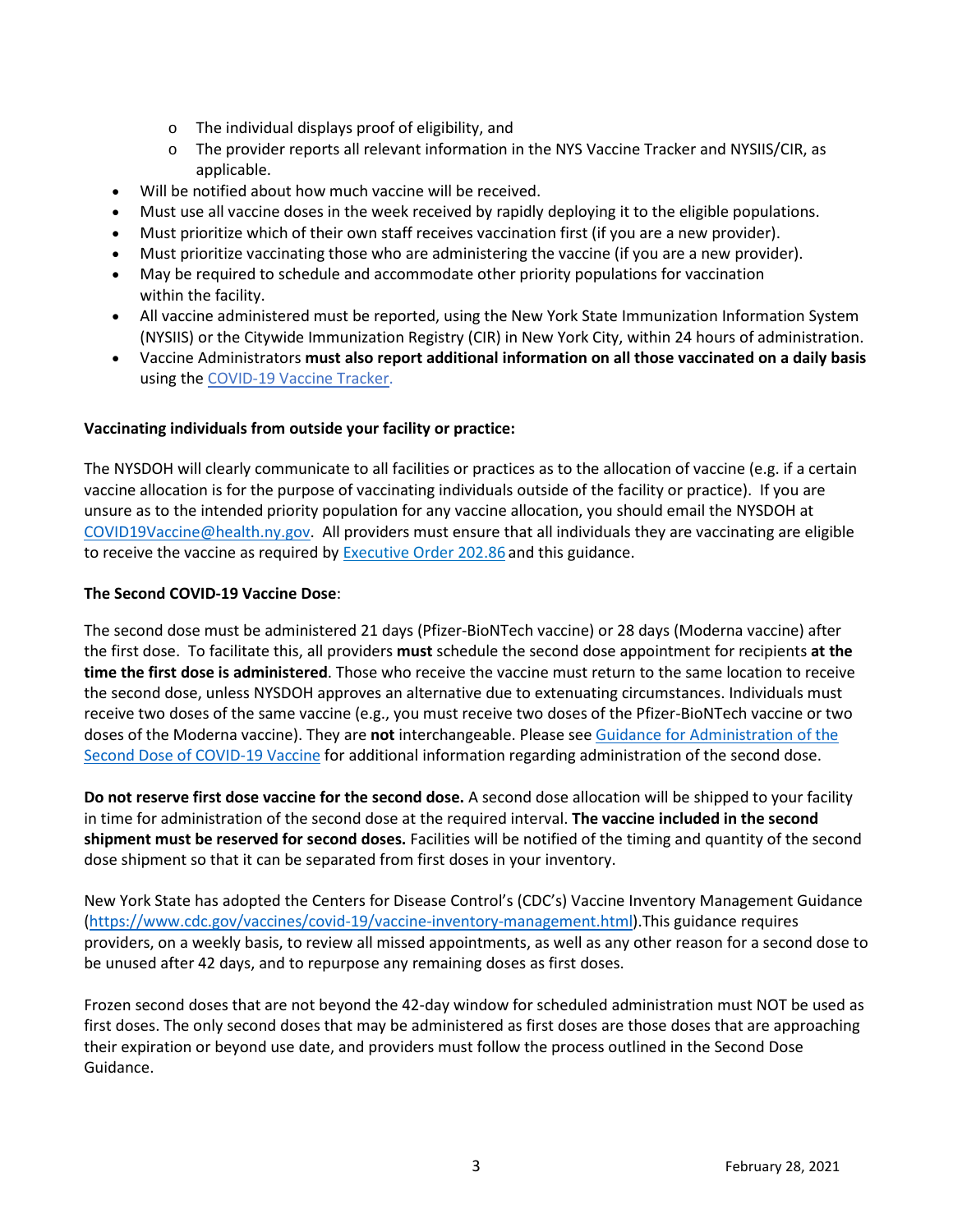- The individual displays proof of eligibility, and
    - The provider reports all relevant information in the NYS Vaccine Tracker and NYSIIS/CIR, as applicable.
- Will be notified about how much vaccine will be received.
- Must use all vaccine doses in the week received by rapidly deploying it to the eligible populations.
- Must prioritize which of their own staff receives vaccination first (if you are a new provider).
- Must prioritize vaccinating those who are administering the vaccine (if you are a new provider).
- May be required to schedule and accommodate other priority populations for vaccination within the facility.
- All vaccine administered must be reported, using the New York State Immunization Information System (NYSIIS) or the Citywide Immunization Registry (CIR) in New York City, within 24 hours of administration.
- Vaccine Administrators **must also report additional information on all those vaccinated on a daily basis** using the COVID-19 Vaccine Tracker.

**Vaccinating individuals from outside your facility or practice:**

The NYSDOH will clearly communicate to all facilities or practices as to the allocation of vaccine (e.g. if a certain vaccine allocation is for the purpose of vaccinating individuals outside of the facility or practice). If you are unsure as to the intended priority population for any vaccine allocation, you should email the NYSDOH at COVID19Vaccine@health.ny.gov. All providers must ensure that all individuals they are vaccinating are eligible to receive the vaccine as required by Executive Order 202.86 and this guidance.

**The Second COVID-19 Vaccine Dose**:

The second dose must be administered 21 days (Pfizer-BioNTech vaccine) or 28 days (Moderna vaccine) after the first dose. To facilitate this, all providers **must** schedule the second dose appointment for recipients **at the time the first dose is administered**. Those who receive the vaccine must return to the same location to receive the second dose, unless NYSDOH approves an alternative due to extenuating circumstances. Individuals must receive two doses of the same vaccine (e.g., you must receive two doses of the Pfizer-BioNTech vaccine or two doses of the Moderna vaccine). They are **not** interchangeable. Please see Guidance for Administration of the Second Dose of COVID-19 Vaccine for additional information regarding administration of the second dose.

**Do not reserve first dose vaccine for the second dose.** A second dose allocation will be shipped to your facility in time for administration of the second dose at the required interval. **The vaccine included in the second shipment must be reserved for second doses.** Facilities will be notified of the timing and quantity of the second dose shipment so that it can be separated from first doses in your inventory.

New York State has adopted the Centers for Disease Control's (CDC's) Vaccine Inventory Management Guidance (https://www.cdc.gov/vaccines/covid-19/vaccine-inventory-management.html).This guidance requires providers, on a weekly basis, to review all missed appointments, as well as any other reason for a second dose to be unused after 42 days, and to repurpose any remaining doses as first doses.

Frozen second doses that are not beyond the 42-day window for scheduled administration must NOT be used as first doses. The only second doses that may be administered as first doses are those doses that are approaching their expiration or beyond use date, and providers must follow the process outlined in the Second Dose Guidance.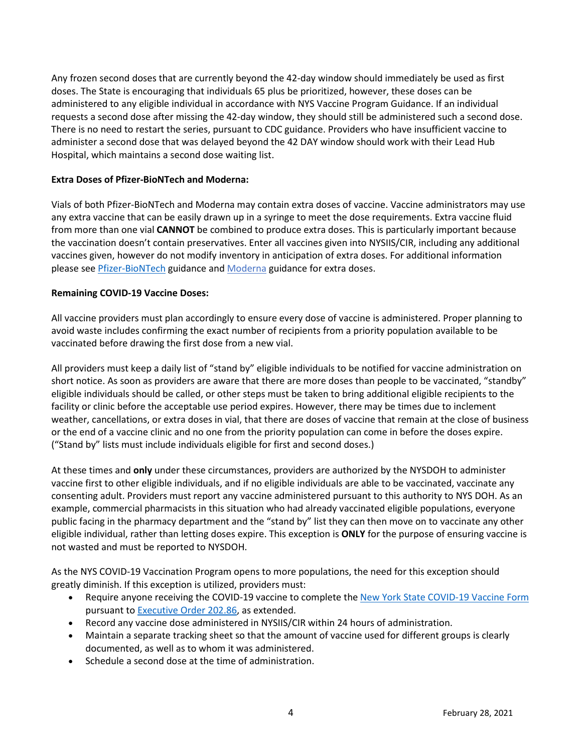Any frozen second doses that are currently beyond the 42-day window should immediately be used as first doses. The State is encouraging that individuals 65 plus be prioritized, however, these doses can be administered to any eligible individual in accordance with NYS Vaccine Program Guidance. If an individual requests a second dose after missing the 42-day window, they should still be administered such a second dose. There is no need to restart the series, pursuant to CDC guidance. Providers who have insufficient vaccine to administer a second dose that was delayed beyond the 42 DAY window should work with their Lead Hub Hospital, which maintains a second dose waiting list.

**Extra Doses of Pfizer-BioNTech and Moderna:**

Vials of both Pfizer-BioNTech and Moderna may contain extra doses of vaccine. Vaccine administrators may use any extra vaccine that can be easily drawn up in a syringe to meet the dose requirements. Extra vaccine fluid from more than one vial **CANNOT** be combined to produce extra doses. This is particularly important because the vaccination doesn't contain preservatives. Enter all vaccines given into NYSIIS/CIR, including any additional vaccines given, however do not modify inventory in anticipation of extra doses. For additional information please see Pfizer-BioNTech guidance and Moderna guidance for extra doses.

**Remaining COVID-19 Vaccine Doses:**

All vaccine providers must plan accordingly to ensure every dose of vaccine is administered. Proper planning to avoid waste includes confirming the exact number of recipients from a priority population available to be vaccinated before drawing the first dose from a new vial.

All providers must keep a daily list of "stand by" eligible individuals to be notified for vaccine administration on short notice. As soon as providers are aware that there are more doses than people to be vaccinated, "standby" eligible individuals should be called, or other steps must be taken to bring additional eligible recipients to the facility or clinic before the acceptable use period expires. However, there may be times due to inclement weather, cancellations, or extra doses in vial, that there are doses of vaccine that remain at the close of business or the end of a vaccine clinic and no one from the priority population can come in before the doses expire. ("Stand by" lists must include individuals eligible for first and second doses.)

At these times and **only** under these circumstances, providers are authorized by the NYSDOH to administer vaccine first to other eligible individuals, and if no eligible individuals are able to be vaccinated, vaccinate any consenting adult. Providers must report any vaccine administered pursuant to this authority to NYS DOH. As an example, commercial pharmacists in this situation who had already vaccinated eligible populations, everyone public facing in the pharmacy department and the "stand by" list they can then move on to vaccinate any other eligible individual, rather than letting doses expire. This exception is **ONLY** for the purpose of ensuring vaccine is not wasted and must be reported to NYSDOH.

As the NYS COVID-19 Vaccination Program opens to more populations, the need for this exception should greatly diminish. If this exception is utilized, providers must:

- Require anyone receiving the COVID-19 vaccine to complete the New York State COVID-19 Vaccine Form pursuant to Executive Order 202.86, as extended.
- Record any vaccine dose administered in NYSIIS/CIR within 24 hours of administration.
- Maintain a separate tracking sheet so that the amount of vaccine used for different groups is clearly documented, as well as to whom it was administered.
- Schedule a second dose at the time of administration.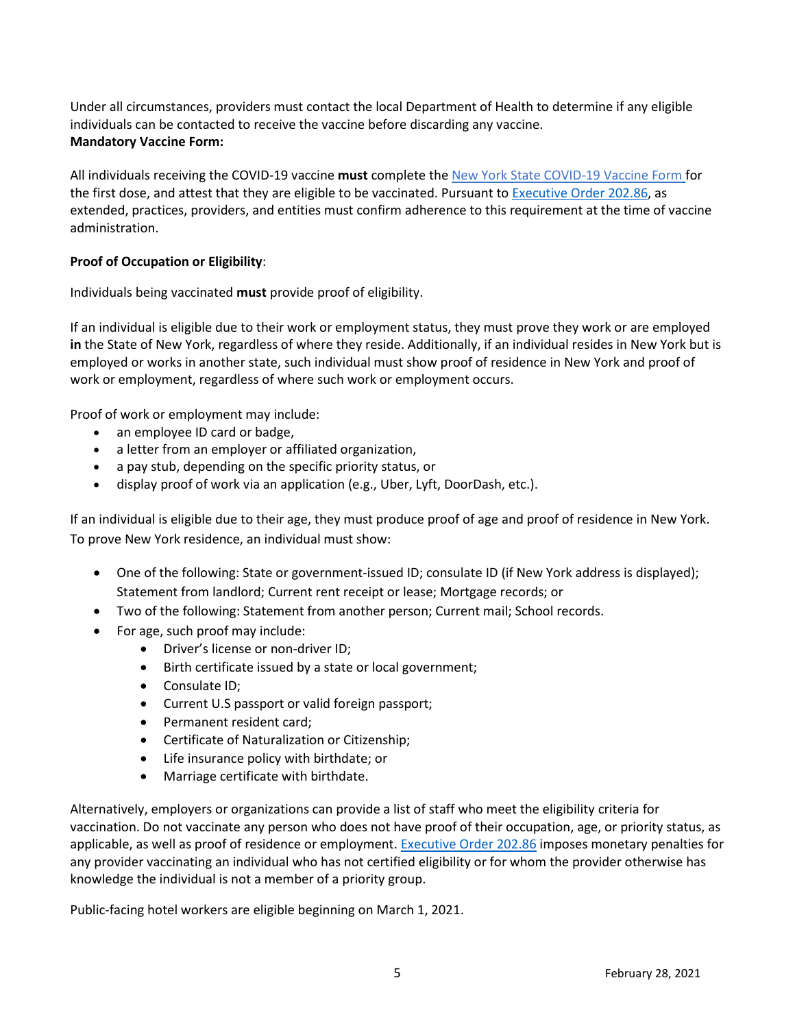Under all circumstances, providers must contact the local Department of Health to determine if any eligible individuals can be contacted to receive the vaccine before discarding any vaccine.

**Mandatory Vaccine Form:**

All individuals receiving the COVID-19 vaccine **must** complete the New York State COVID-19 Vaccine Form for the first dose, and attest that they are eligible to be vaccinated. Pursuant to Executive Order 202.86, as extended, practices, providers, and entities must confirm adherence to this requirement at the time of vaccine administration.

**Proof of Occupation or Eligibility**:

Individuals being vaccinated **must** provide proof of eligibility.

If an individual is eligible due to their work or employment status, they must prove they work or are employed **in** the State of New York, regardless of where they reside. Additionally, if an individual resides in New York but is employed or works in another state, such individual must show proof of residence in New York and proof of work or employment, regardless of where such work or employment occurs.

Proof of work or employment may include:

- an employee ID card or badge,
- a letter from an employer or affiliated organization,
- a pay stub, depending on the specific priority status, or
- display proof of work via an application (e.g., Uber, Lyft, DoorDash, etc.).

If an individual is eligible due to their age, they must produce proof of age and proof of residence in New York. To prove New York residence, an individual must show:

- One of the following: State or government-issued ID; consulate ID (if New York address is displayed); Statement from landlord; Current rent receipt or lease; Mortgage records; or
- Two of the following: Statement from another person; Current mail; School records.
- For age, such proof may include:
  - Driver's license or non-driver ID;
  - Birth certificate issued by a state or local government;
  - Consulate ID;
  - Current U.S passport or valid foreign passport;
  - Permanent resident card;
  - Certificate of Naturalization or Citizenship;
  - Life insurance policy with birthdate; or
  - Marriage certificate with birthdate.

Alternatively, employers or organizations can provide a list of staff who meet the eligibility criteria for vaccination. Do not vaccinate any person who does not have proof of their occupation, age, or priority status, as applicable, as well as proof of residence or employment. Executive Order 202.86 imposes monetary penalties for any provider vaccinating an individual who has not certified eligibility or for whom the provider otherwise has knowledge the individual is not a member of a priority group.

Public-facing hotel workers are eligible beginning on March 1, 2021.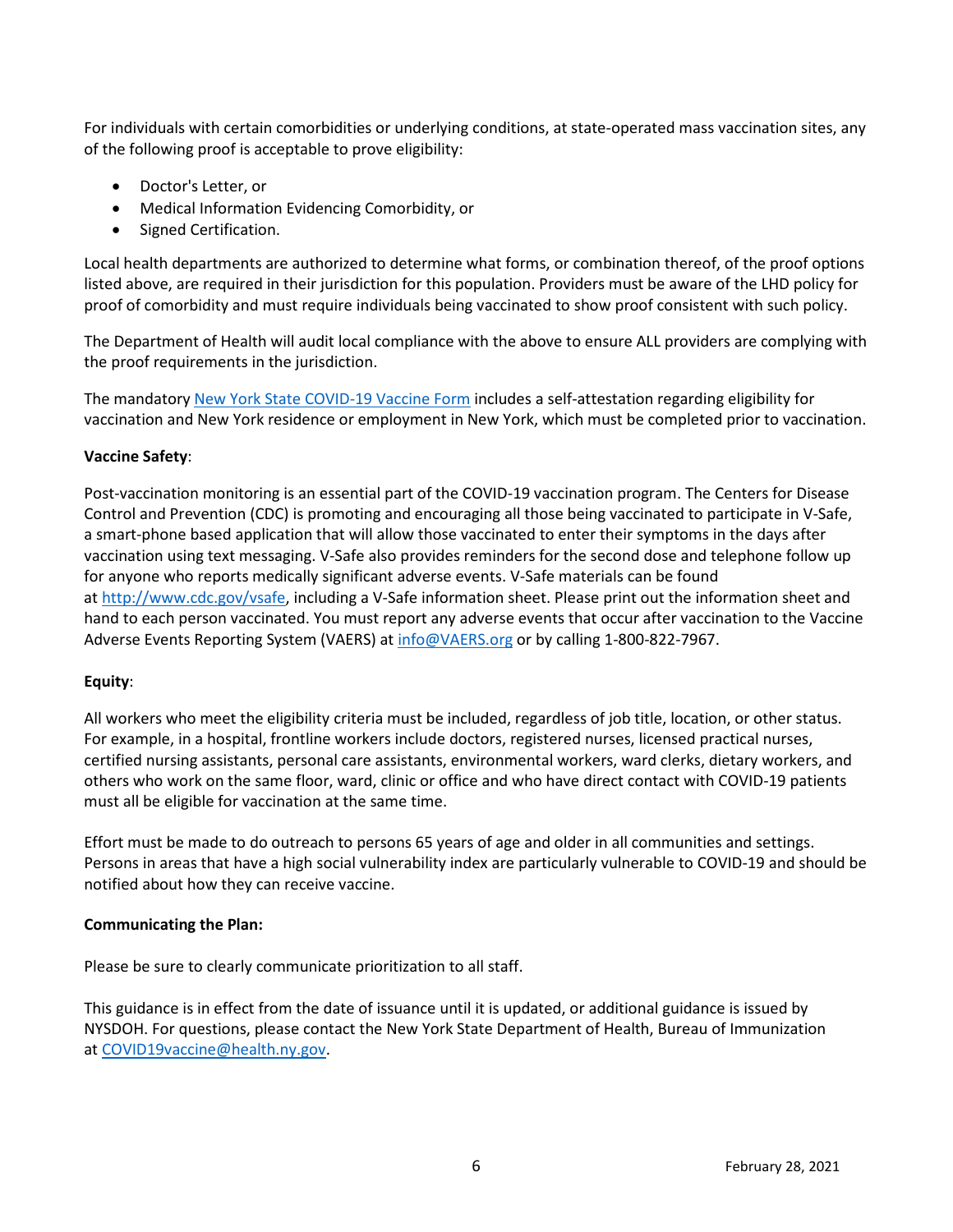For individuals with certain comorbidities or underlying conditions, at state-operated mass vaccination sites, any of the following proof is acceptable to prove eligibility:

- Doctor's Letter, or
- Medical Information Evidencing Comorbidity, or
- Signed Certification.

Local health departments are authorized to determine what forms, or combination thereof, of the proof options listed above, are required in their jurisdiction for this population. Providers must be aware of the LHD policy for proof of comorbidity and must require individuals being vaccinated to show proof consistent with such policy.

The Department of Health will audit local compliance with the above to ensure ALL providers are complying with the proof requirements in the jurisdiction.

The mandatory New York State COVID-19 Vaccine Form includes a self-attestation regarding eligibility for vaccination and New York residence or employment in New York, which must be completed prior to vaccination.

**Vaccine Safety**:

Post-vaccination monitoring is an essential part of the COVID-19 vaccination program. The Centers for Disease Control and Prevention (CDC) is promoting and encouraging all those being vaccinated to participate in V-Safe, a smart-phone based application that will allow those vaccinated to enter their symptoms in the days after vaccination using text messaging. V-Safe also provides reminders for the second dose and telephone follow up for anyone who reports medically significant adverse events. V-Safe materials can be found at http://www.cdc.gov/vsafe, including a V-Safe information sheet. Please print out the information sheet and hand to each person vaccinated. You must report any adverse events that occur after vaccination to the Vaccine Adverse Events Reporting System (VAERS) at info@VAERS.org or by calling 1-800-822-7967.

**Equity**:

All workers who meet the eligibility criteria must be included, regardless of job title, location, or other status. For example, in a hospital, frontline workers include doctors, registered nurses, licensed practical nurses, certified nursing assistants, personal care assistants, environmental workers, ward clerks, dietary workers, and others who work on the same floor, ward, clinic or office and who have direct contact with COVID-19 patients must all be eligible for vaccination at the same time.

Effort must be made to do outreach to persons 65 years of age and older in all communities and settings. Persons in areas that have a high social vulnerability index are particularly vulnerable to COVID-19 and should be notified about how they can receive vaccine.

**Communicating the Plan:**

Please be sure to clearly communicate prioritization to all staff.

This guidance is in effect from the date of issuance until it is updated, or additional guidance is issued by NYSDOH. For questions, please contact the New York State Department of Health, Bureau of Immunization at COVID19vaccine@health.ny.gov.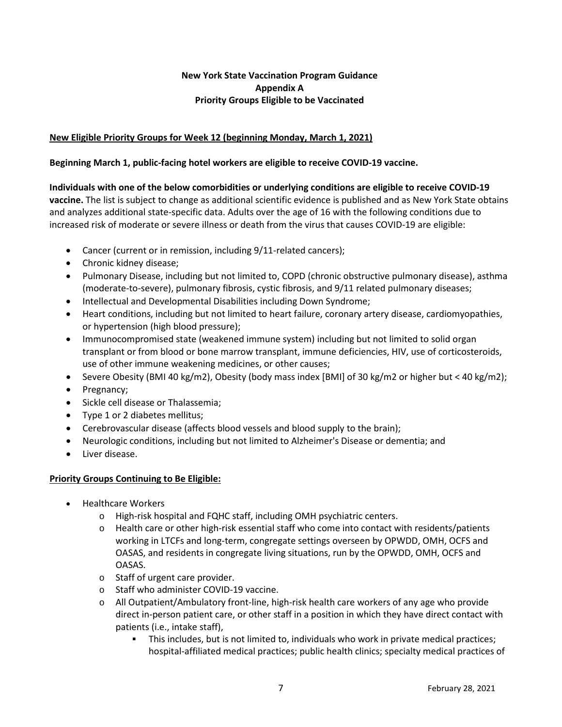**New York State Vaccination Program Guidance**
**Appendix A**
**Priority Groups Eligible to be Vaccinated**

**New Eligible Priority Groups for Week 12 (beginning Monday, March 1, 2021)**

**Beginning March 1, public-facing hotel workers are eligible to receive COVID-19 vaccine.**

**Individuals with one of the below comorbidities or underlying conditions are eligible to receive COVID-19 vaccine.** The list is subject to change as additional scientific evidence is published and as New York State obtains and analyzes additional state-specific data. Adults over the age of 16 with the following conditions due to increased risk of moderate or severe illness or death from the virus that causes COVID-19 are eligible:

- Cancer (current or in remission, including 9/11-related cancers);
- Chronic kidney disease;
- Pulmonary Disease, including but not limited to, COPD (chronic obstructive pulmonary disease), asthma (moderate-to-severe), pulmonary fibrosis, cystic fibrosis, and 9/11 related pulmonary diseases;
- Intellectual and Developmental Disabilities including Down Syndrome;
- Heart conditions, including but not limited to heart failure, coronary artery disease, cardiomyopathies, or hypertension (high blood pressure);
- Immunocompromised state (weakened immune system) including but not limited to solid organ transplant or from blood or bone marrow transplant, immune deficiencies, HIV, use of corticosteroids, use of other immune weakening medicines, or other causes;
- Severe Obesity (BMI 40 kg/m2), Obesity (body mass index [BMI] of 30 kg/m2 or higher but < 40 kg/m2);
- Pregnancy;
- Sickle cell disease or Thalassemia;
- Type 1 or 2 diabetes mellitus;
- Cerebrovascular disease (affects blood vessels and blood supply to the brain);
- Neurologic conditions, including but not limited to Alzheimer's Disease or dementia; and
- Liver disease.

**Priority Groups Continuing to Be Eligible:**

- Healthcare Workers
  - High-risk hospital and FQHC staff, including OMH psychiatric centers.
  - Health care or other high-risk essential staff who come into contact with residents/patients working in LTCFs and long-term, congregate settings overseen by OPWDD, OMH, OCFS and OASAS, and residents in congregate living situations, run by the OPWDD, OMH, OCFS and OASAS.
  - Staff of urgent care provider.
  - Staff who administer COVID-19 vaccine.
  - All Outpatient/Ambulatory front-line, high-risk health care workers of any age who provide direct in-person patient care, or other staff in a position in which they have direct contact with patients (i.e., intake staff),
    - This includes, but is not limited to, individuals who work in private medical practices; hospital-affiliated medical practices; public health clinics; specialty medical practices of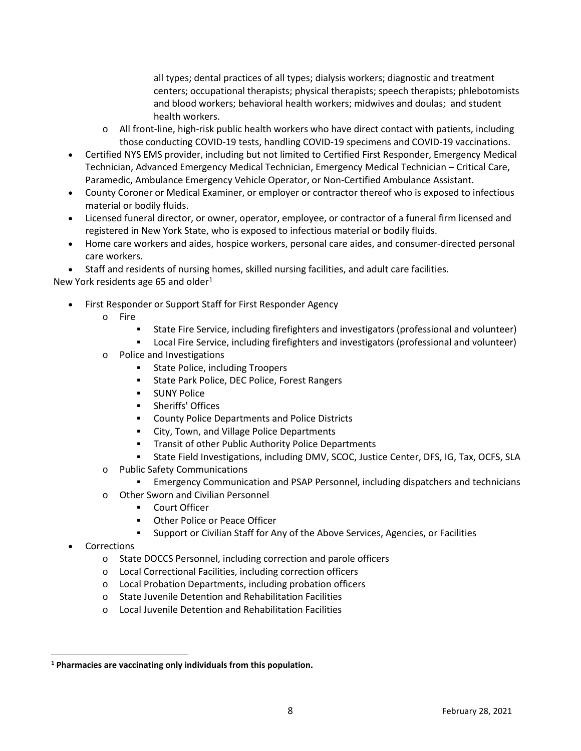- all types; dental practices of all types; dialysis workers; diagnostic and treatment centers; occupational therapists; physical therapists; speech therapists; phlebotomists and blood workers; behavioral health workers; midwives and doulas; and student health workers.
  - All front-line, high-risk public health workers who have direct contact with patients, including those conducting COVID-19 tests, handling COVID-19 specimens and COVID-19 vaccinations.
- Certified NYS EMS provider, including but not limited to Certified First Responder, Emergency Medical Technician, Advanced Emergency Medical Technician, Emergency Medical Technician – Critical Care, Paramedic, Ambulance Emergency Vehicle Operator, or Non-Certified Ambulance Assistant.
- County Coroner or Medical Examiner, or employer or contractor thereof who is exposed to infectious material or bodily fluids.
- Licensed funeral director, or owner, operator, employee, or contractor of a funeral firm licensed and registered in New York State, who is exposed to infectious material or bodily fluids.
- Home care workers and aides, hospice workers, personal care aides, and consumer-directed personal care workers.
- Staff and residents of nursing homes, skilled nursing facilities, and adult care facilities.

New York residents age 65 and older[1]

- First Responder or Support Staff for First Responder Agency
  - Fire
    - State Fire Service, including firefighters and investigators (professional and volunteer)
    - Local Fire Service, including firefighters and investigators (professional and volunteer)
  - Police and Investigations
    - State Police, including Troopers
    - State Park Police, DEC Police, Forest Rangers
    - SUNY Police
    - Sheriffs' Offices
    - County Police Departments and Police Districts
    - City, Town, and Village Police Departments
    - Transit of other Public Authority Police Departments
    - State Field Investigations, including DMV, SCOC, Justice Center, DFS, IG, Tax, OCFS, SLA
  - Public Safety Communications
    - Emergency Communication and PSAP Personnel, including dispatchers and technicians
  - Other Sworn and Civilian Personnel
    - Court Officer
    - Other Police or Peace Officer
    - Support or Civilian Staff for Any of the Above Services, Agencies, or Facilities
- Corrections
  - State DOCCS Personnel, including correction and parole officers
  - Local Correctional Facilities, including correction officers
  - Local Probation Departments, including probation officers
  - State Juvenile Detention and Rehabilitation Facilities
  - Local Juvenile Detention and Rehabilitation Facilities

[1] **Pharmacies are vaccinating only individuals from this population.**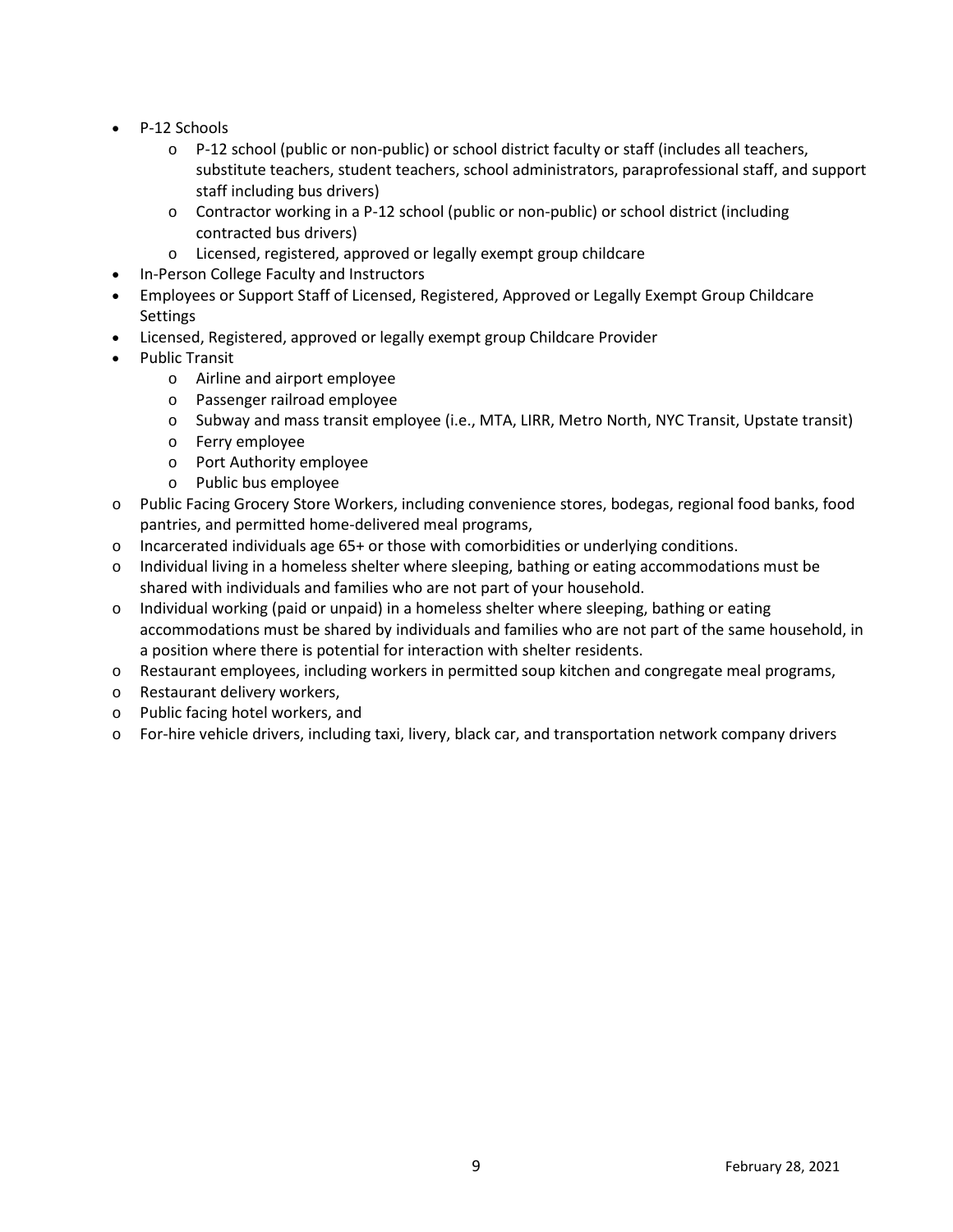- P-12 Schools
  - P-12 school (public or non-public) or school district faculty or staff (includes all teachers, substitute teachers, student teachers, school administrators, paraprofessional staff, and support staff including bus drivers)
  - Contractor working in a P-12 school (public or non-public) or school district (including contracted bus drivers)
  - Licensed, registered, approved or legally exempt group childcare
- In-Person College Faculty and Instructors
- Employees or Support Staff of Licensed, Registered, Approved or Legally Exempt Group Childcare Settings
- Licensed, Registered, approved or legally exempt group Childcare Provider
- Public Transit
  - Airline and airport employee
  - Passenger railroad employee
  - Subway and mass transit employee (i.e., MTA, LIRR, Metro North, NYC Transit, Upstate transit)
  - Ferry employee
  - Port Authority employee
  - Public bus employee
- Public Facing Grocery Store Workers, including convenience stores, bodegas, regional food banks, food pantries, and permitted home-delivered meal programs,
- Incarcerated individuals age 65+ or those with comorbidities or underlying conditions.
- Individual living in a homeless shelter where sleeping, bathing or eating accommodations must be shared with individuals and families who are not part of your household.
- Individual working (paid or unpaid) in a homeless shelter where sleeping, bathing or eating accommodations must be shared by individuals and families who are not part of the same household, in a position where there is potential for interaction with shelter residents.
- Restaurant employees, including workers in permitted soup kitchen and congregate meal programs,
- Restaurant delivery workers,
- Public facing hotel workers, and
- For-hire vehicle drivers, including taxi, livery, black car, and transportation network company drivers